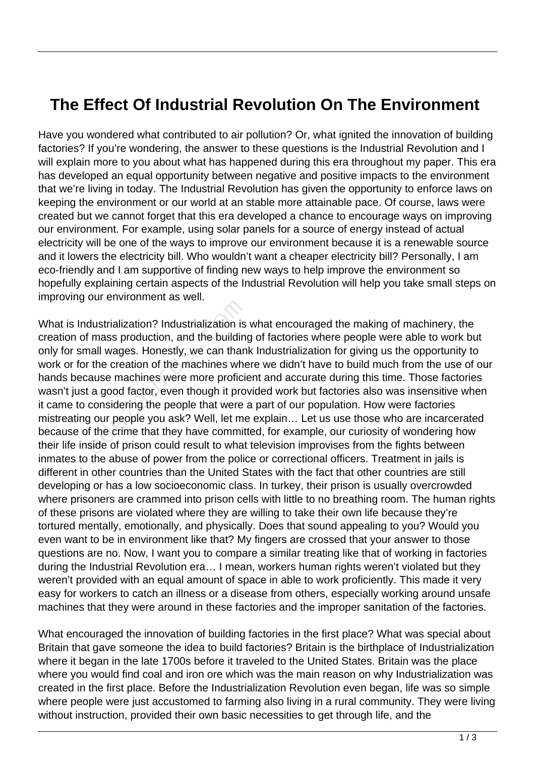# The Effect Of Industrial Revolution On The Environment

Have you wondered what contributed to air pollution? Or, what ignited the innovation of building factories? If you're wondering, the answer to these questions is the Industrial Revolution and I will explain more to you about what has happened during this era throughout my paper. This era has developed an equal opportunity between negative and positive impacts to the environment that we're living in today. The Industrial Revolution has given the opportunity to enforce laws on keeping the environment or our world at an stable more attainable pace. Of course, laws were created but we cannot forget that this era developed a chance to encourage ways on improving our environment. For example, using solar panels for a source of energy instead of actual electricity will be one of the ways to improve our environment because it is a renewable source and it lowers the electricity bill. Who wouldn't want a cheaper electricity bill? Personally, I am eco-friendly and I am supportive of finding new ways to help improve the environment so hopefully explaining certain aspects of the Industrial Revolution will help you take small steps on improving our environment as well.

What is Industrialization? Industrialization is what encouraged the making of machinery, the creation of mass production, and the building of factories where people were able to work but only for small wages. Honestly, we can thank Industrialization for giving us the opportunity to work or for the creation of the machines where we didn't have to build much from the use of our hands because machines were more proficient and accurate during this time. Those factories wasn't just a good factor, even though it provided work but factories also was insensitive when it came to considering the people that were a part of our population. How were factories mistreating our people you ask? Well, let me explain… Let us use those who are incarcerated because of the crime that they have committed, for example, our curiosity of wondering how their life inside of prison could result to what television improvises from the fights between inmates to the abuse of power from the police or correctional officers. Treatment in jails is different in other countries than the United States with the fact that other countries are still developing or has a low socioeconomic class. In turkey, their prison is usually overcrowded where prisoners are crammed into prison cells with little to no breathing room. The human rights of these prisons are violated where they are willing to take their own life because they're tortured mentally, emotionally, and physically. Does that sound appealing to you? Would you even want to be in environment like that? My fingers are crossed that your answer to those questions are no. Now, I want you to compare a similar treating like that of working in factories during the Industrial Revolution era… I mean, workers human rights weren't violated but they weren't provided with an equal amount of space in able to work proficiently. This made it very easy for workers to catch an illness or a disease from others, especially working around unsafe machines that they were around in these factories and the improper sanitation of the factories.

What encouraged the innovation of building factories in the first place? What was special about Britain that gave someone the idea to build factories? Britain is the birthplace of Industrialization where it began in the late 1700s before it traveled to the United States. Britain was the place where you would find coal and iron ore which was the main reason on why Industrialization was created in the first place. Before the Industrialization Revolution even began, life was so simple where people were just accustomed to farming also living in a rural community. They were living without instruction, provided their own basic necessities to get through life, and the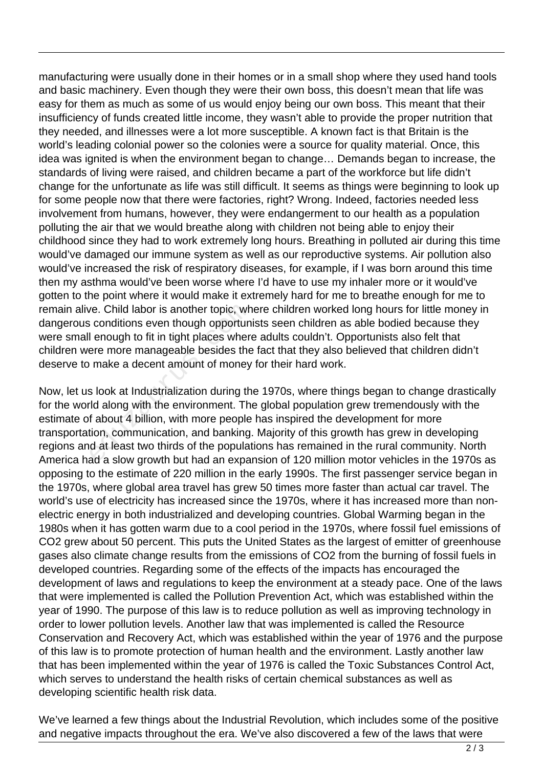manufacturing were usually done in their homes or in a small shop where they used hand tools and basic machinery. Even though they were their own boss, this doesn't mean that life was easy for them as much as some of us would enjoy being our own boss. This meant that their insufficiency of funds created little income, they wasn't able to provide the proper nutrition that they needed, and illnesses were a lot more susceptible. A known fact is that Britain is the world's leading colonial power so the colonies were a source for quality material. Once, this idea was ignited is when the environment began to change… Demands began to increase, the standards of living were raised, and children became a part of the workforce but life didn't change for the unfortunate as life was still difficult. It seems as things were beginning to look up for some people now that there were factories, right? Wrong. Indeed, factories needed less involvement from humans, however, they were endangerment to our health as a population polluting the air that we would breathe along with children not being able to enjoy their childhood since they had to work extremely long hours. Breathing in polluted air during this time would've damaged our immune system as well as our reproductive systems. Air pollution also would've increased the risk of respiratory diseases, for example, if I was born around this time then my asthma would've been worse where I'd have to use my inhaler more or it would've gotten to the point where it would make it extremely hard for me to breathe enough for me to remain alive. Child labor is another topic, where children worked long hours for little money in dangerous conditions even though opportunists seen children as able bodied because they were small enough to fit in tight places where adults couldn't. Opportunists also felt that children were more manageable besides the fact that they also believed that children didn't deserve to make a decent amount of money for their hard work.

Now, let us look at Industrialization during the 1970s, where things began to change drastically for the world along with the environment. The global population grew tremendously with the estimate of about 4 billion, with more people has inspired the development for more transportation, communication, and banking. Majority of this growth has grew in developing regions and at least two thirds of the populations has remained in the rural community. North America had a slow growth but had an expansion of 120 million motor vehicles in the 1970s as opposing to the estimate of 220 million in the early 1990s. The first passenger service began in the 1970s, where global area travel has grew 50 times more faster than actual car travel. The world's use of electricity has increased since the 1970s, where it has increased more than non-electric energy in both industrialized and developing countries. Global Warming began in the 1980s when it has gotten warm due to a cool period in the 1970s, where fossil fuel emissions of $CO_2$ grew about 50 percent. This puts the United States as the largest of emitter of greenhouse gases also climate change results from the emissions of $CO_2$ from the burning of fossil fuels in developed countries. Regarding some of the effects of the impacts has encouraged the development of laws and regulations to keep the environment at a steady pace. One of the laws that were implemented is called the Pollution Prevention Act, which was established within the year of 1990. The purpose of this law is to reduce pollution as well as improving technology in order to lower pollution levels. Another law that was implemented is called the Resource Conservation and Recovery Act, which was established within the year of 1976 and the purpose of this law is to promote protection of human health and the environment. Lastly another law that has been implemented within the year of 1976 is called the Toxic Substances Control Act, which serves to understand the health risks of certain chemical substances as well as developing scientific health risk data.

We've learned a few things about the Industrial Revolution, which includes some of the positive and negative impacts throughout the era. We've also discovered a few of the laws that were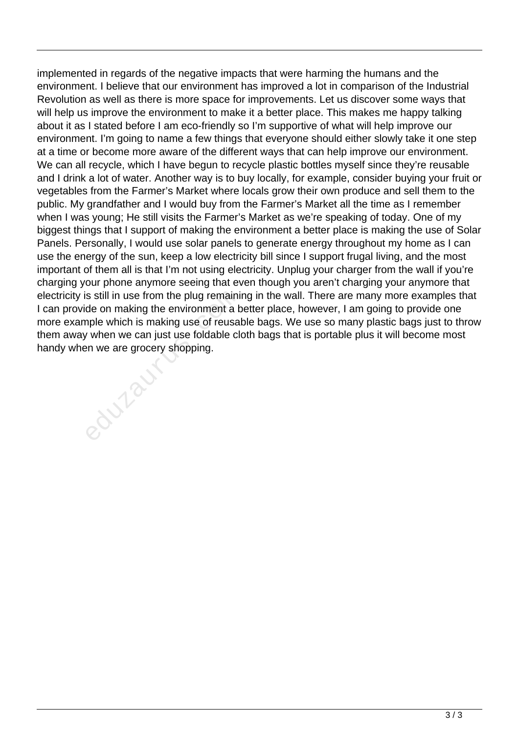implemented in regards of the negative impacts that were harming the humans and the environment. I believe that our environment has improved a lot in comparison of the Industrial Revolution as well as there is more space for improvements. Let us discover some ways that will help us improve the environment to make it a better place. This makes me happy talking about it as I stated before I am eco-friendly so I'm supportive of what will help improve our environment. I'm going to name a few things that everyone should either slowly take it one step at a time or become more aware of the different ways that can help improve our environment. We can all recycle, which I have begun to recycle plastic bottles myself since they're reusable and I drink a lot of water. Another way is to buy locally, for example, consider buying your fruit or vegetables from the Farmer's Market where locals grow their own produce and sell them to the public. My grandfather and I would buy from the Farmer's Market all the time as I remember when I was young; He still visits the Farmer's Market as we're speaking of today. One of my biggest things that I support of making the environment a better place is making the use of Solar Panels. Personally, I would use solar panels to generate energy throughout my home as I can use the energy of the sun, keep a low electricity bill since I support frugal living, and the most important of them all is that I'm not using electricity. Unplug your charger from the wall if you're charging your phone anymore seeing that even though you aren't charging your anymore that electricity is still in use from the plug remaining in the wall. There are many more examples that I can provide on making the environment a better place, however, I am going to provide one more example which is making use of reusable bags. We use so many plastic bags just to throw them away when we can just use foldable cloth bags that is portable plus it will become most handy when we are grocery shopping.